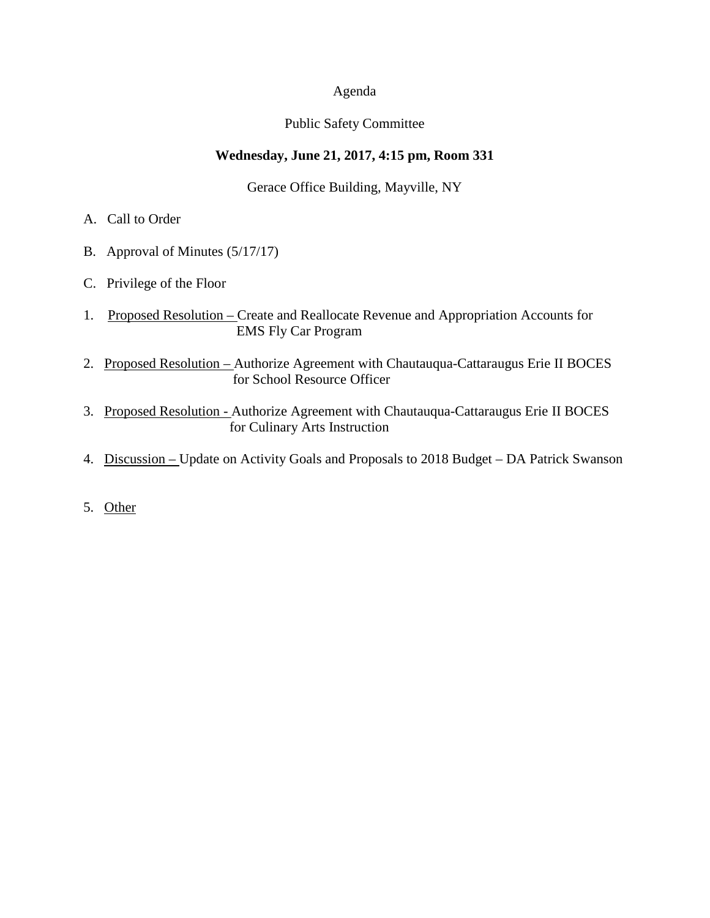Agenda

Public Safety Committee

**Wednesday, June 21, 2017, 4:15 pm, Room 331**

Gerace Office Building, Mayville, NY

A. Call to Order

B. Approval of Minutes (5/17/17)

C. Privilege of the Floor

1. Proposed Resolution – Create and Reallocate Revenue and Appropriation Accounts for EMS Fly Car Program

2. Proposed Resolution – Authorize Agreement with Chautauqua-Cattaraugus Erie II BOCES for School Resource Officer

3. Proposed Resolution - Authorize Agreement with Chautauqua-Cattaraugus Erie II BOCES for Culinary Arts Instruction

4. Discussion – Update on Activity Goals and Proposals to 2018 Budget – DA Patrick Swanson

5. Other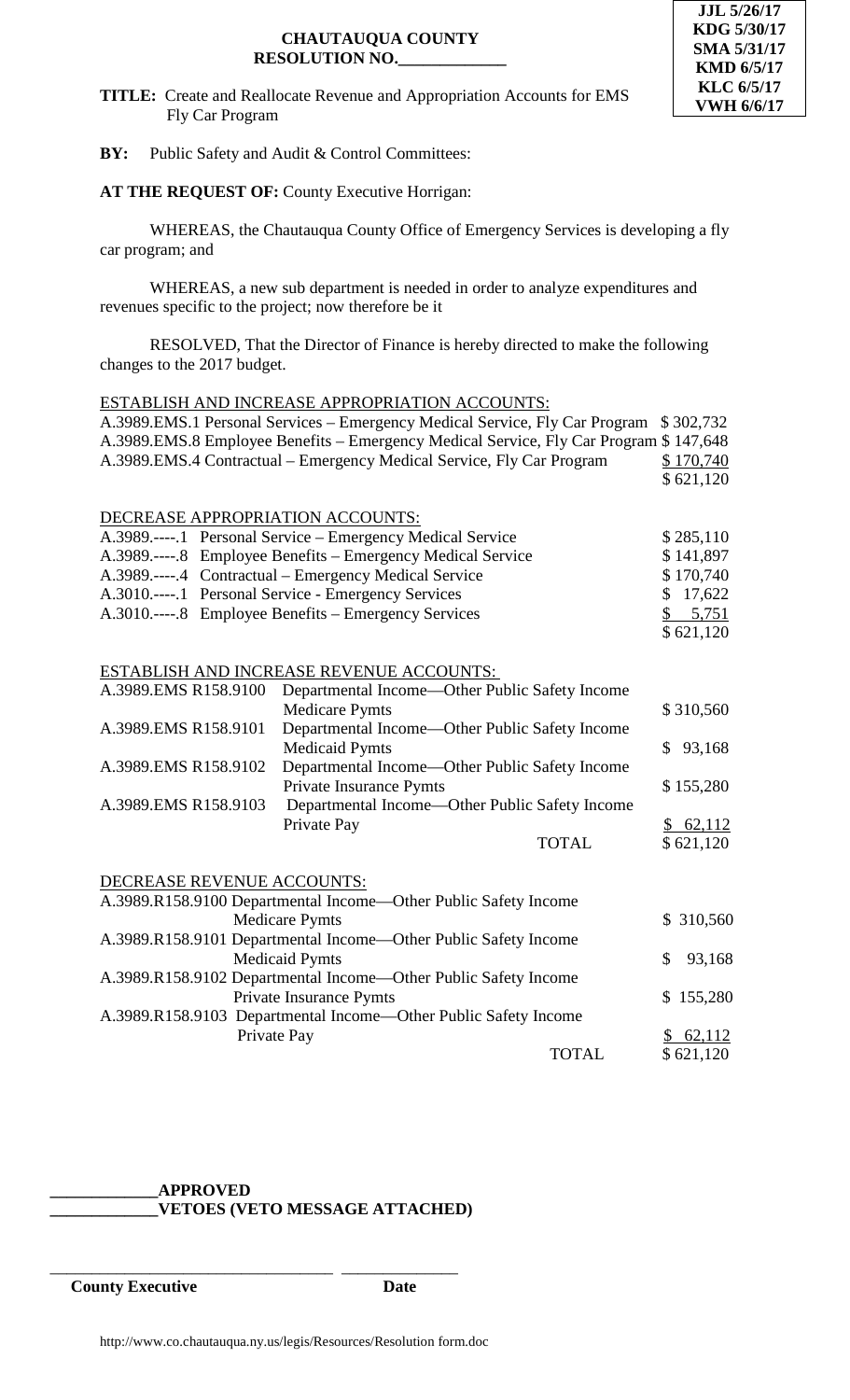JJL 5/26/17
KDG 5/30/17
SMA 5/31/17
KMD 6/5/17
KLC 6/5/17
VWH 6/6/17

**CHAUTAUQUA COUNTY**
**RESOLUTION NO.____________**

**TITLE:** Create and Reallocate Revenue and Appropriation Accounts for EMS Fly Car Program

**BY:** Public Safety and Audit & Control Committees:

**AT THE REQUEST OF:** County Executive Horrigan:

WHEREAS, the Chautauqua County Office of Emergency Services is developing a fly car program; and

WHEREAS, a new sub department is needed in order to analyze expenditures and revenues specific to the project; now therefore be it

RESOLVED, That the Director of Finance is hereby directed to make the following changes to the 2017 budget.

ESTABLISH AND INCREASE APPROPRIATION ACCOUNTS:

| Account | Amount |
|---|---|
| A.3989.EMS.1 Personal Services – Emergency Medical Service, Fly Car Program | $ 302,732 |
| A.3989.EMS.8 Employee Benefits – Emergency Medical Service, Fly Car Program | $ 147,648 |
| A.3989.EMS.4 Contractual – Emergency Medical Service, Fly Car Program | $ 170,740 |
| | $ 621,120 |

DECREASE APPROPRIATION ACCOUNTS:

| Account | Amount |
|---|---|
| A.3989.----.1 Personal Service – Emergency Medical Service | $ 285,110 |
| A.3989.----.8 Employee Benefits – Emergency Medical Service | $ 141,897 |
| A.3989.----.4 Contractual – Emergency Medical Service | $ 170,740 |
| A.3010.----.1 Personal Service - Emergency Services | $ 17,622 |
| A.3010.----.8 Employee Benefits – Emergency Services | $ 5,751 |
| | $ 621,120 |

ESTABLISH AND INCREASE REVENUE ACCOUNTS:

| Account | Description | Amount |
|---|---|---|
| A.3989.EMS R158.9100 | Departmental Income—Other Public Safety Income Medicare Pymts | $ 310,560 |
| A.3989.EMS R158.9101 | Departmental Income—Other Public Safety Income Medicaid Pymts | $ 93,168 |
| A.3989.EMS R158.9102 | Departmental Income—Other Public Safety Income Private Insurance Pymts | $ 155,280 |
| A.3989.EMS R158.9103 | Departmental Income—Other Public Safety Income Private Pay | $ 62,112 |
| | TOTAL | $ 621,120 |

DECREASE REVENUE ACCOUNTS:

| Account | Amount |
|---|---|
| A.3989.R158.9100 Departmental Income—Other Public Safety Income Medicare Pymts | $ 310,560 |
| A.3989.R158.9101 Departmental Income—Other Public Safety Income Medicaid Pymts | $ 93,168 |
| A.3989.R158.9102 Departmental Income—Other Public Safety Income Private Insurance Pymts | $ 155,280 |
| A.3989.R158.9103 Departmental Income—Other Public Safety Income Private Pay | $ 62,112 |
| TOTAL | $ 621,120 |

____________**APPROVED**
____________**VETOES (VETO MESSAGE ATTACHED)**

________________________________ ______________
**County Executive** **Date**

http://www.co.chautauqua.ny.us/legis/Resources/Resolution form.doc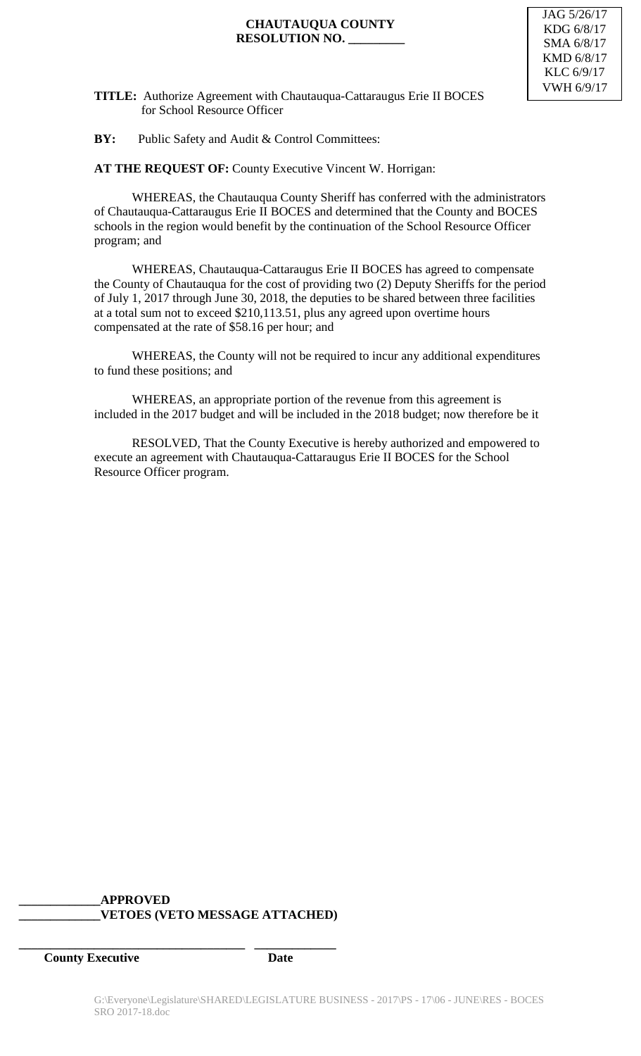**CHAUTAUQUA COUNTY**
**RESOLUTION NO. _________**

JAG 5/26/17
KDG 6/8/17
SMA 6/8/17
KMD 6/8/17
KLC 6/9/17
VWH 6/9/17

**TITLE:** Authorize Agreement with Chautauqua-Cattaraugus Erie II BOCES for School Resource Officer

**BY:** Public Safety and Audit & Control Committees:

**AT THE REQUEST OF:** County Executive Vincent W. Horrigan:

WHEREAS, the Chautauqua County Sheriff has conferred with the administrators of Chautauqua-Cattaraugus Erie II BOCES and determined that the County and BOCES schools in the region would benefit by the continuation of the School Resource Officer program; and

WHEREAS, Chautauqua-Cattaraugus Erie II BOCES has agreed to compensate the County of Chautauqua for the cost of providing two (2) Deputy Sheriffs for the period of July 1, 2017 through June 30, 2018, the deputies to be shared between three facilities at a total sum not to exceed $210,113.51, plus any agreed upon overtime hours compensated at the rate of $58.16 per hour; and

WHEREAS, the County will not be required to incur any additional expenditures to fund these positions; and

WHEREAS, an appropriate portion of the revenue from this agreement is included in the 2017 budget and will be included in the 2018 budget; now therefore be it

RESOLVED, That the County Executive is hereby authorized and empowered to execute an agreement with Chautauqua-Cattaraugus Erie II BOCES for the School Resource Officer program.

_____________**APPROVED**
_____________**VETOES (VETO MESSAGE ATTACHED)**

_____________________________________ _____________
**County Executive** **Date**

G:\Everyone\Legislature\SHARED\LEGISLATURE BUSINESS - 2017\PS - 17\06 - JUNE\RES - BOCES SRO 2017-18.doc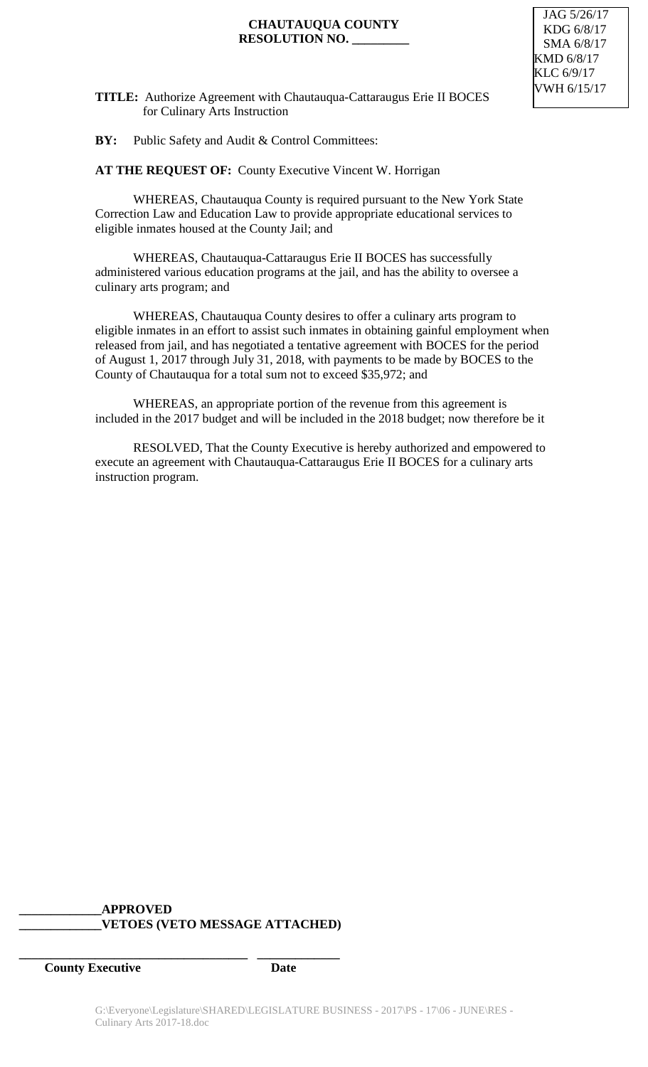**CHAUTAUQUA COUNTY**
**RESOLUTION NO. _________**

JAG 5/26/17
KDG 6/8/17
SMA 6/8/17
KMD 6/8/17
KLC 6/9/17
VWH 6/15/17

**TITLE:** Authorize Agreement with Chautauqua-Cattaraugus Erie II BOCES for Culinary Arts Instruction

**BY:** Public Safety and Audit & Control Committees:

**AT THE REQUEST OF:** County Executive Vincent W. Horrigan

WHEREAS, Chautauqua County is required pursuant to the New York State Correction Law and Education Law to provide appropriate educational services to eligible inmates housed at the County Jail; and

WHEREAS, Chautauqua-Cattaraugus Erie II BOCES has successfully administered various education programs at the jail, and has the ability to oversee a culinary arts program; and

WHEREAS, Chautauqua County desires to offer a culinary arts program to eligible inmates in an effort to assist such inmates in obtaining gainful employment when released from jail, and has negotiated a tentative agreement with BOCES for the period of August 1, 2017 through July 31, 2018, with payments to be made by BOCES to the County of Chautauqua for a total sum not to exceed $35,972; and

WHEREAS, an appropriate portion of the revenue from this agreement is included in the 2017 budget and will be included in the 2018 budget; now therefore be it

RESOLVED, That the County Executive is hereby authorized and empowered to execute an agreement with Chautauqua-Cattaraugus Erie II BOCES for a culinary arts instruction program.

**_____________APPROVED**
**_____________VETOES (VETO MESSAGE ATTACHED)**

**____________________________________ _____________**
**County Executive Date**

G:\Everyone\Legislature\SHARED\LEGISLATURE BUSINESS - 2017\PS - 17\06 - JUNE\RES - Culinary Arts 2017-18.doc